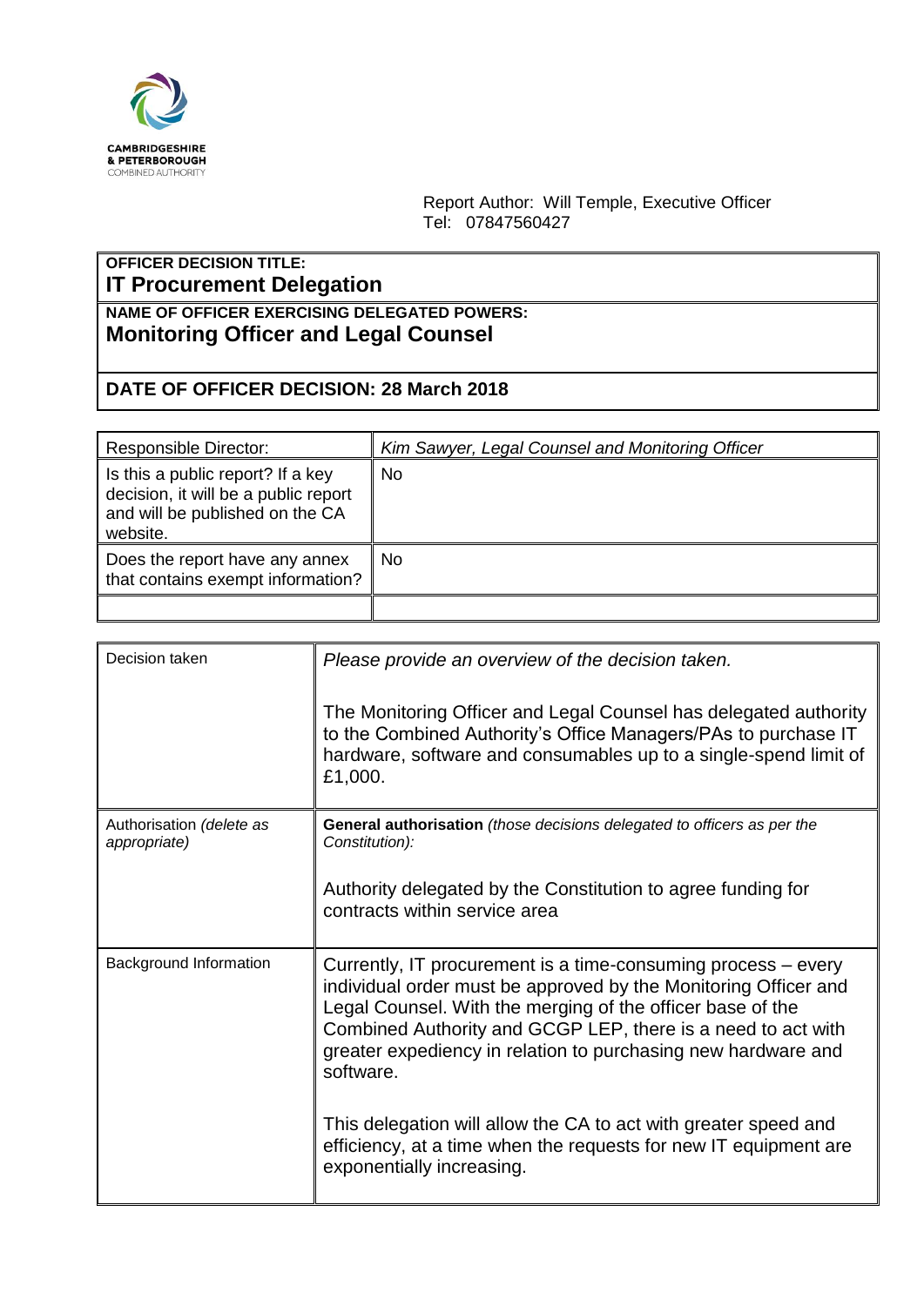**CAMBRIDGESHIRE & PETERBOROUGH**
COMBINED AUTHORITY

Report Author: Will Temple, Executive Officer
Tel: 07847560427

| **OFFICER DECISION TITLE:** **IT Procurement Delegation** |
|---|
| **NAME OF OFFICER EXERCISING DELEGATED POWERS:** **Monitoring Officer and Legal Counsel** |
| **DATE OF OFFICER DECISION: 28 March 2018** |

| Responsible Director: | *Kim Sawyer, Legal Counsel and Monitoring Officer* |
|---|---|
| Is this a public report? If a key decision, it will be a public report and will be published on the CA website. | No |
| Does the report have any annex that contains exempt information? | No |
| | |

| Decision taken | *Please provide an overview of the decision taken.*<br><br>The Monitoring Officer and Legal Counsel has delegated authority to the Combined Authority's Office Managers/PAs to purchase IT hardware, software and consumables up to a single-spend limit of £1,000. |
|---|---|
| Authorisation *(delete as appropriate)* | **General authorisation** *(those decisions delegated to officers as per the Constitution):*<br><br>Authority delegated by the Constitution to agree funding for contracts within service area |
| Background Information | Currently, IT procurement is a time-consuming process – every individual order must be approved by the Monitoring Officer and Legal Counsel. With the merging of the officer base of the Combined Authority and GCGP LEP, there is a need to act with greater expediency in relation to purchasing new hardware and software.<br><br>This delegation will allow the CA to act with greater speed and efficiency, at a time when the requests for new IT equipment are exponentially increasing. |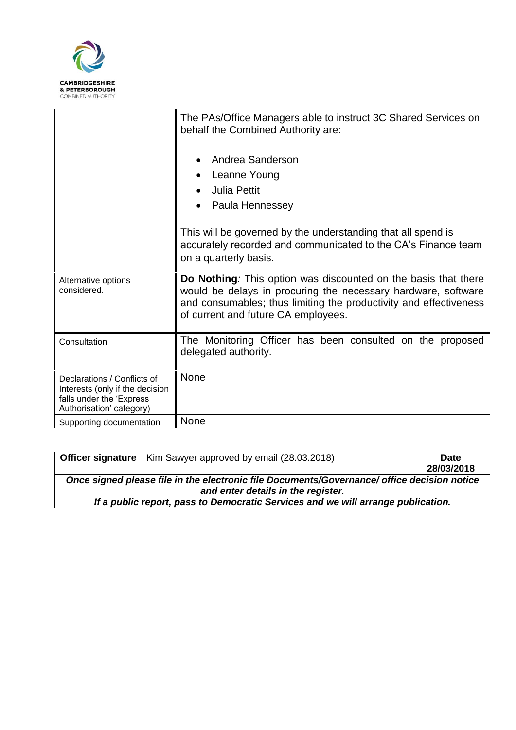| | |
|---|---|
| | The PAs/Office Managers able to instruct 3C Shared Services on behalf the Combined Authority are:<br><br>• Andrea Sanderson<br>• Leanne Young<br>• Julia Pettit<br>• Paula Hennessey<br><br>This will be governed by the understanding that all spend is accurately recorded and communicated to the CA's Finance team on a quarterly basis. |
| Alternative options considered. | **Do Nothing***:* This option was discounted on the basis that there would be delays in procuring the necessary hardware, software and consumables; thus limiting the productivity and effectiveness of current and future CA employees. |
| Consultation | The Monitoring Officer has been consulted on the proposed delegated authority. |
| Declarations / Conflicts of Interests (only if the decision falls under the 'Express Authorisation' category) | None |
| Supporting documentation | None |

| **Officer signature** | Kim Sawyer approved by email (28.03.2018) | **Date 28/03/2018** |
|---|---|---|
| ***Once signed please file in the electronic file Documents/Governance/ office decision notice and enter details in the register.*** | | |
| ***If a public report, pass to Democratic Services and we will arrange publication.*** | | |